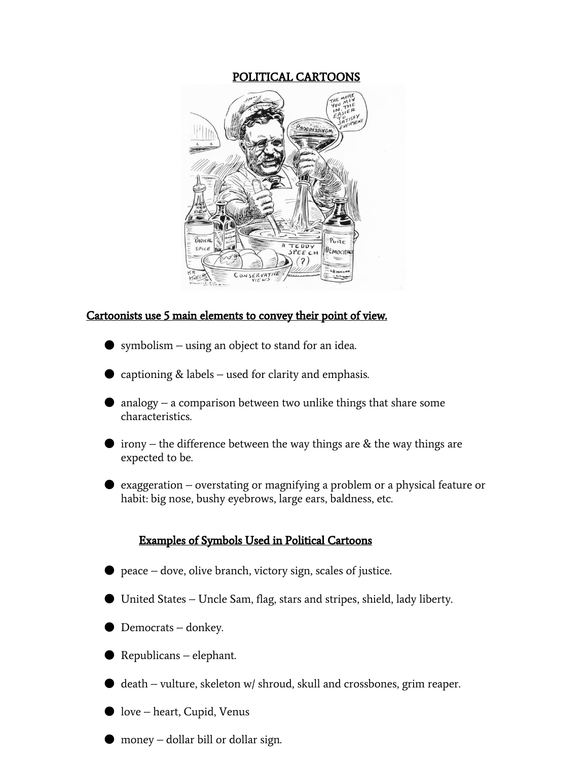# POLITICAL CARTOONS

## Cartoonists use 5 main elements to convey their point of view.

- symbolism – using an object to stand for an idea.
- captioning & labels – used for clarity and emphasis.
- analogy – a comparison between two unlike things that share some characteristics.
- irony – the difference between the way things are & the way things are expected to be.
- exaggeration – overstating or magnifying a problem or a physical feature or habit: big nose, bushy eyebrows, large ears, baldness, etc.

## Examples of Symbols Used in Political Cartoons

- peace – dove, olive branch, victory sign, scales of justice.
- United States – Uncle Sam, flag, stars and stripes, shield, lady liberty.
- Democrats – donkey.
- Republicans – elephant.
- death – vulture, skeleton w/ shroud, skull and crossbones, grim reaper.
- love – heart, Cupid, Venus
- money – dollar bill or dollar sign.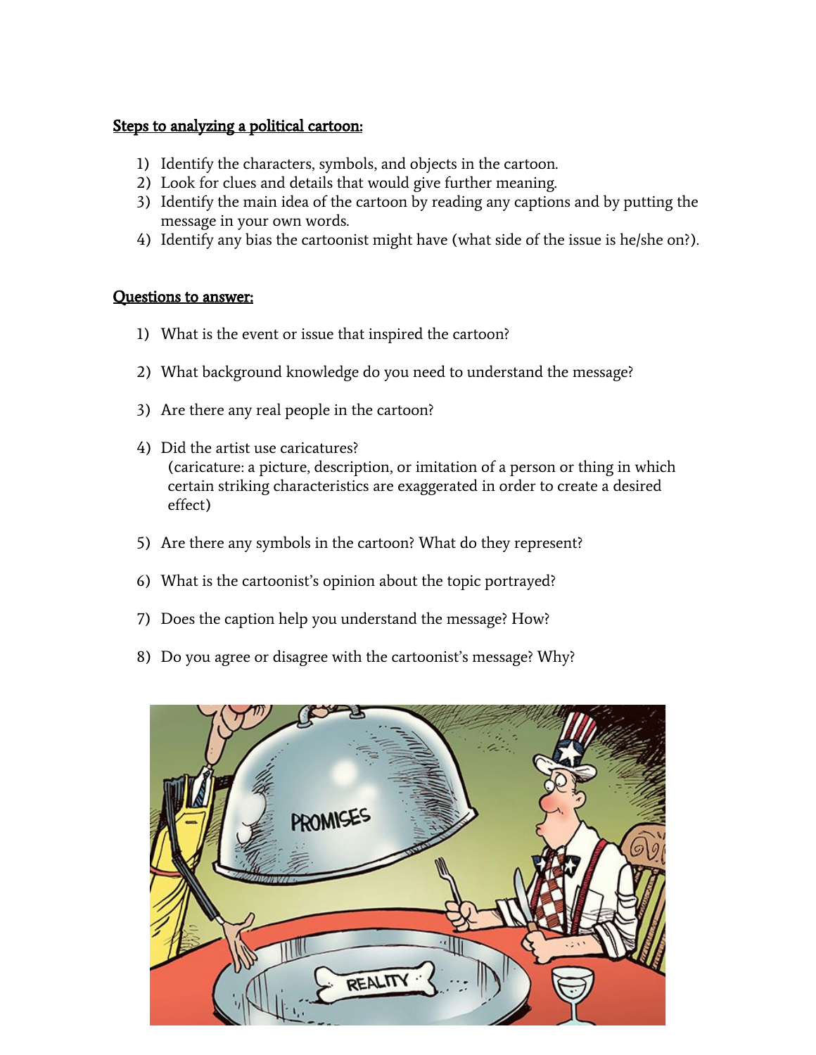**Steps to analyzing a political cartoon:**

1) Identify the characters, symbols, and objects in the cartoon.
2) Look for clues and details that would give further meaning.
3) Identify the main idea of the cartoon by reading any captions and by putting the message in your own words.
4) Identify any bias the cartoonist might have (what side of the issue is he/she on?).

**Questions to answer:**

1) What is the event or issue that inspired the cartoon?

2) What background knowledge do you need to understand the message?

3) Are there any real people in the cartoon?

4) Did the artist use caricatures?
   (caricature: a picture, description, or imitation of a person or thing in which certain striking characteristics are exaggerated in order to create a desired effect)

5) Are there any symbols in the cartoon? What do they represent?

6) What is the cartoonist's opinion about the topic portrayed?

7) Does the caption help you understand the message? How?

8) Do you agree or disagree with the cartoonist's message? Why?

PROMISES

REALITY